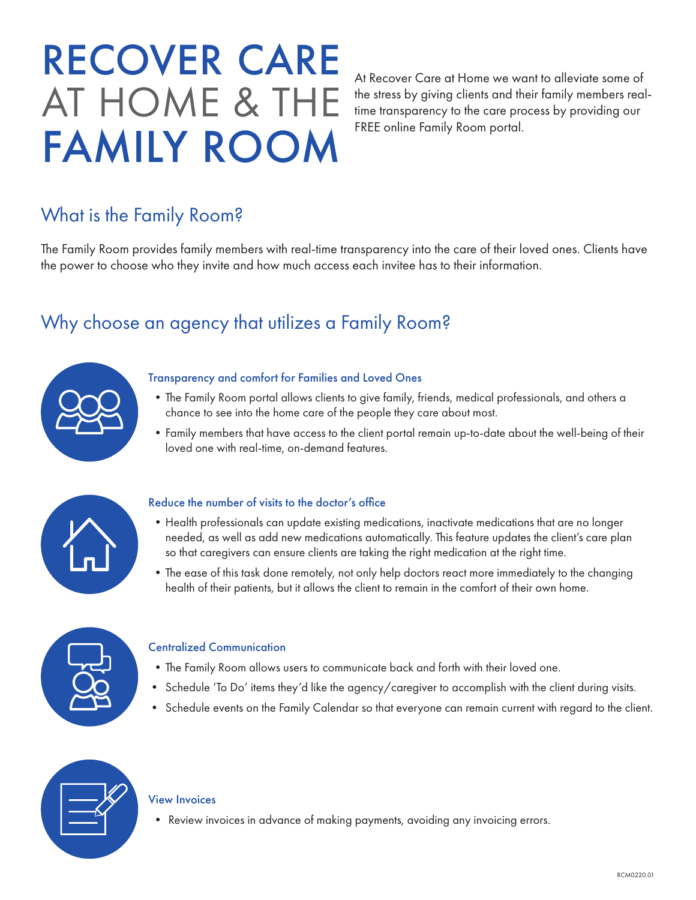# RECOVER CARE AT HOME & THE FAMILY ROOM

At Recover Care at Home we want to alleviate some of the stress by giving clients and their family members real-time transparency to the care process by providing our FREE online Family Room portal.

## What is the Family Room?

The Family Room provides family members with real-time transparency into the care of their loved ones. Clients have the power to choose who they invite and how much access each invitee has to their information.

## Why choose an agency that utilizes a Family Room?

### Transparency and comfort for Families and Loved Ones

- The Family Room portal allows clients to give family, friends, medical professionals, and others a chance to see into the home care of the people they care about most.
- Family members that have access to the client portal remain up-to-date about the well-being of their loved one with real-time, on-demand features.

### Reduce the number of visits to the doctor's office

- Health professionals can update existing medications, inactivate medications that are no longer needed, as well as add new medications automatically. This feature updates the client's care plan so that caregivers can ensure clients are taking the right medication at the right time.
- The ease of this task done remotely, not only help doctors react more immediately to the changing health of their patients, but it allows the client to remain in the comfort of their own home.

### Centralized Communication

- The Family Room allows users to communicate back and forth with their loved one.
- Schedule 'To Do' items they'd like the agency/caregiver to accomplish with the client during visits.
- Schedule events on the Family Calendar so that everyone can remain current with regard to the client.

### View Invoices

- Review invoices in advance of making payments, avoiding any invoicing errors.

RCM0220.01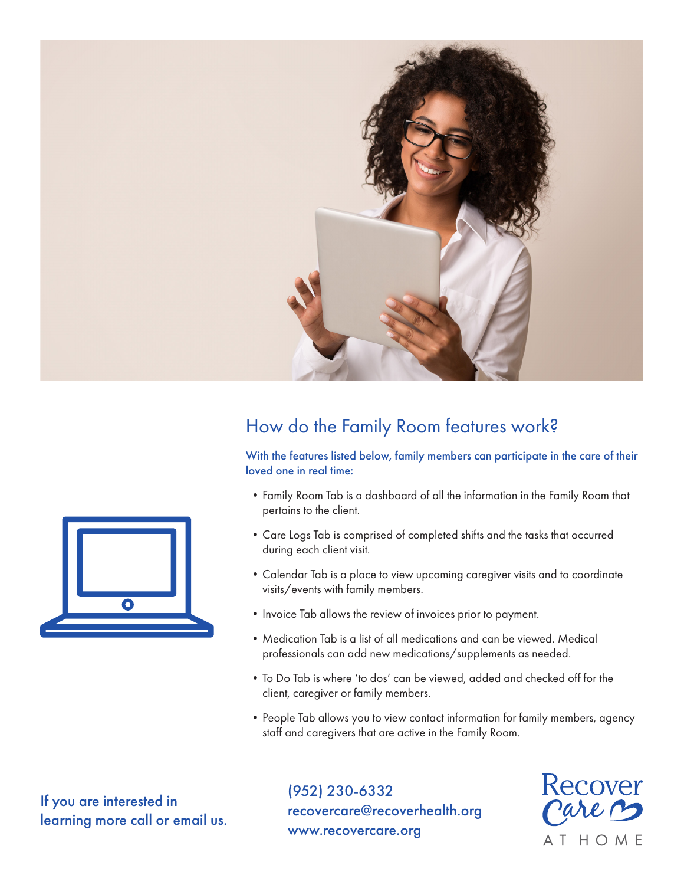## How do the Family Room features work?

**With the features listed below, family members can participate in the care of their loved one in real time:**

- Family Room Tab is a dashboard of all the information in the Family Room that pertains to the client.
- Care Logs Tab is comprised of completed shifts and the tasks that occurred during each client visit.
- Calendar Tab is a place to view upcoming caregiver visits and to coordinate visits/events with family members.
- Invoice Tab allows the review of invoices prior to payment.
- Medication Tab is a list of all medications and can be viewed. Medical professionals can add new medications/supplements as needed.
- To Do Tab is where 'to dos' can be viewed, added and checked off for the client, caregiver or family members.
- People Tab allows you to view contact information for family members, agency staff and caregivers that are active in the Family Room.

If you are interested in learning more call or email us.

(952) 230-6332
recovercare@recoverhealth.org
www.recovercare.org

Recover Care AT HOME